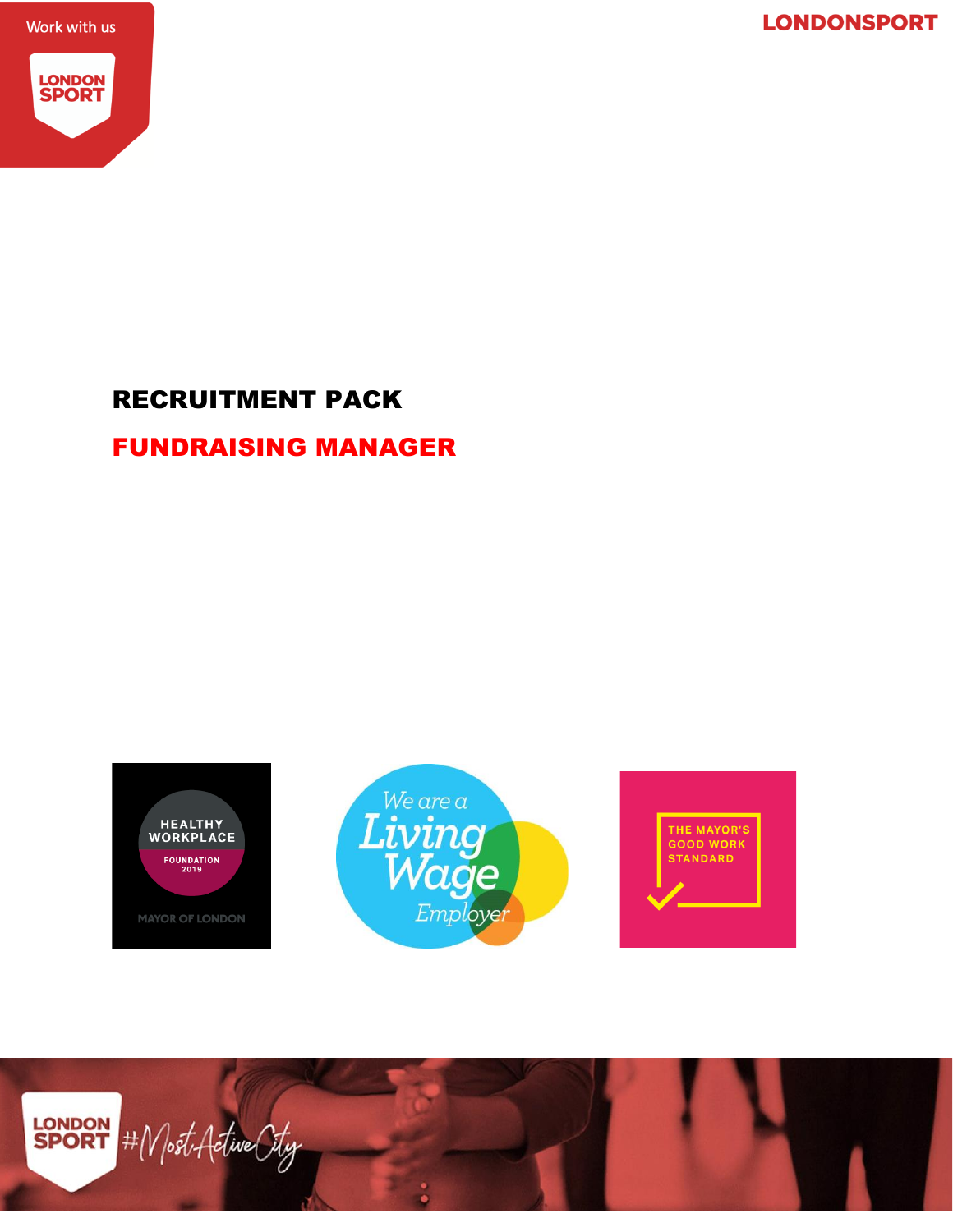# RECRUITMENT PACK

## FUNDRAISING MANAGER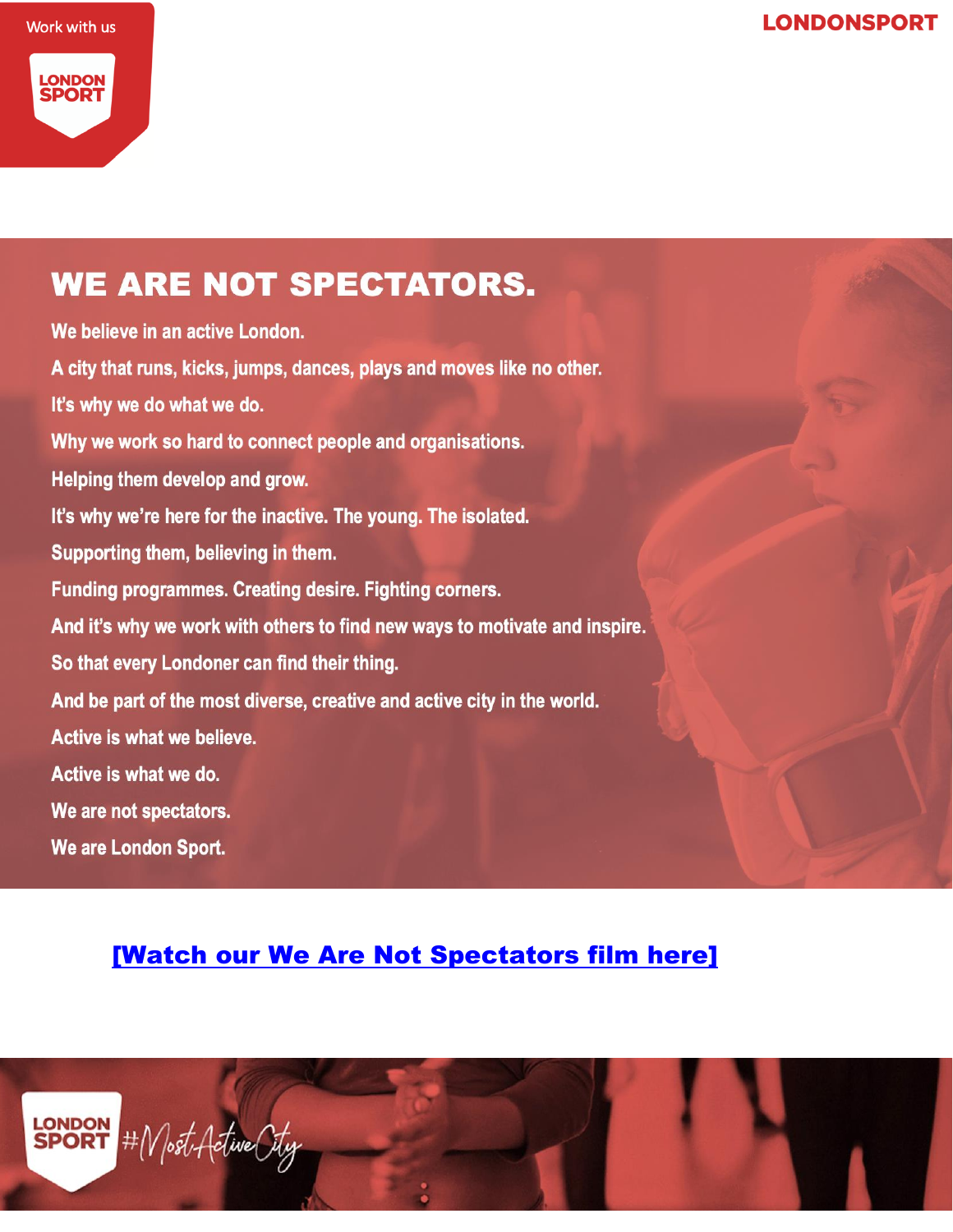# WE ARE NOT SPECTATORS.

We believe in an active London.

A city that runs, kicks, jumps, dances, plays and moves like no other.

It's why we do what we do.

Why we work so hard to connect people and organisations.

Helping them develop and grow.

It's why we're here for the inactive. The young. The isolated.

Supporting them, believing in them.

Funding programmes. Creating desire. Fighting corners.

And it's why we work with others to find new ways to motivate and inspire.

So that every Londoner can find their thing.

And be part of the most diverse, creative and active city in the world.

Active is what we believe.

Active is what we do.

We are not spectators.

We are London Sport.

**[Watch our We Are Not Spectators film here]**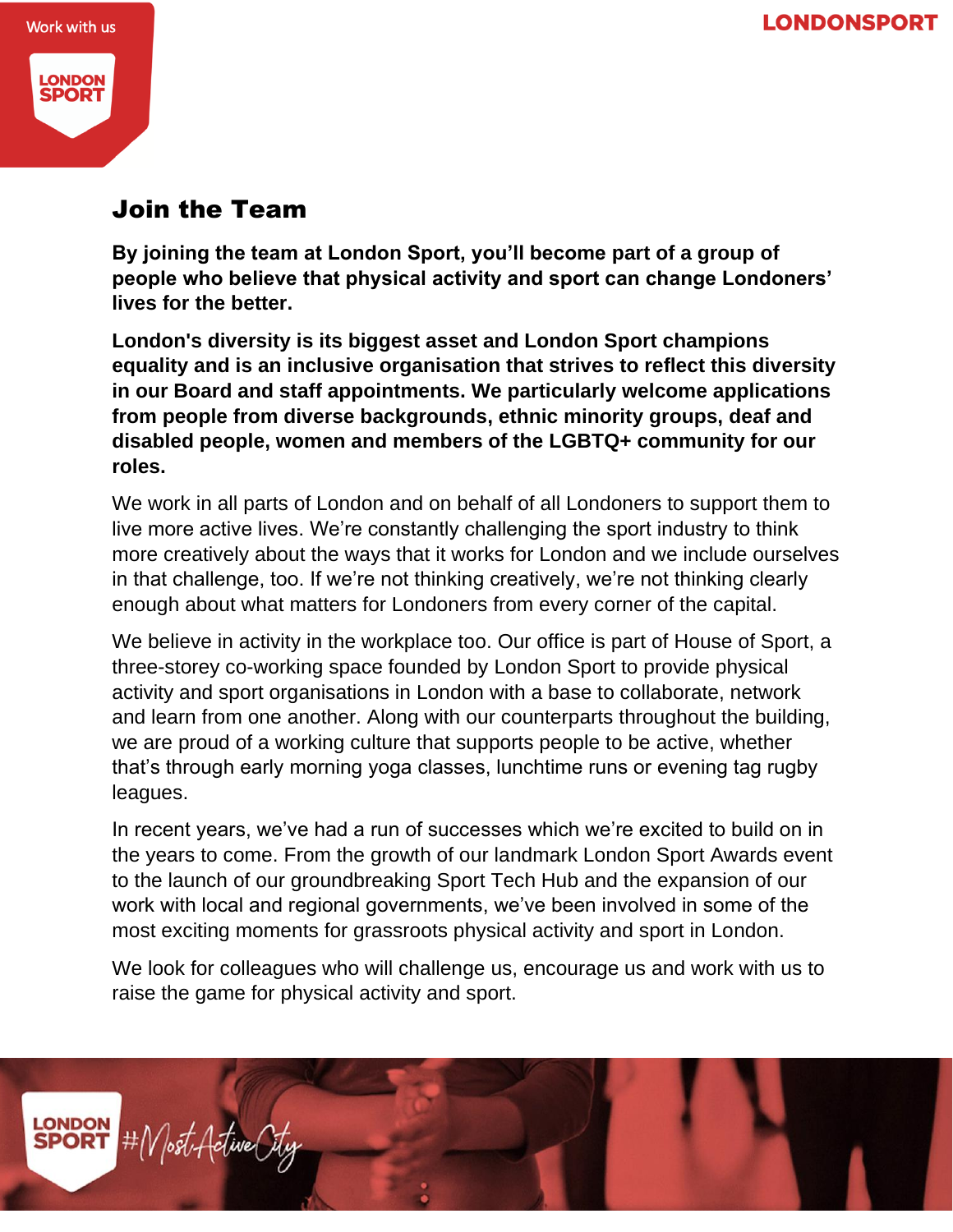# Join the Team

**By joining the team at London Sport, you'll become part of a group of people who believe that physical activity and sport can change Londoners' lives for the better.**

**London's diversity is its biggest asset and London Sport champions equality and is an inclusive organisation that strives to reflect this diversity in our Board and staff appointments. We particularly welcome applications from people from diverse backgrounds, ethnic minority groups, deaf and disabled people, women and members of the LGBTQ+ community for our roles.**

We work in all parts of London and on behalf of all Londoners to support them to live more active lives. We're constantly challenging the sport industry to think more creatively about the ways that it works for London and we include ourselves in that challenge, too. If we're not thinking creatively, we're not thinking clearly enough about what matters for Londoners from every corner of the capital.

We believe in activity in the workplace too. Our office is part of House of Sport, a three-storey co-working space founded by London Sport to provide physical activity and sport organisations in London with a base to collaborate, network and learn from one another. Along with our counterparts throughout the building, we are proud of a working culture that supports people to be active, whether that's through early morning yoga classes, lunchtime runs or evening tag rugby leagues.

In recent years, we've had a run of successes which we're excited to build on in the years to come. From the growth of our landmark London Sport Awards event to the launch of our groundbreaking Sport Tech Hub and the expansion of our work with local and regional governments, we've been involved in some of the most exciting moments for grassroots physical activity and sport in London.

We look for colleagues who will challenge us, encourage us and work with us to raise the game for physical activity and sport.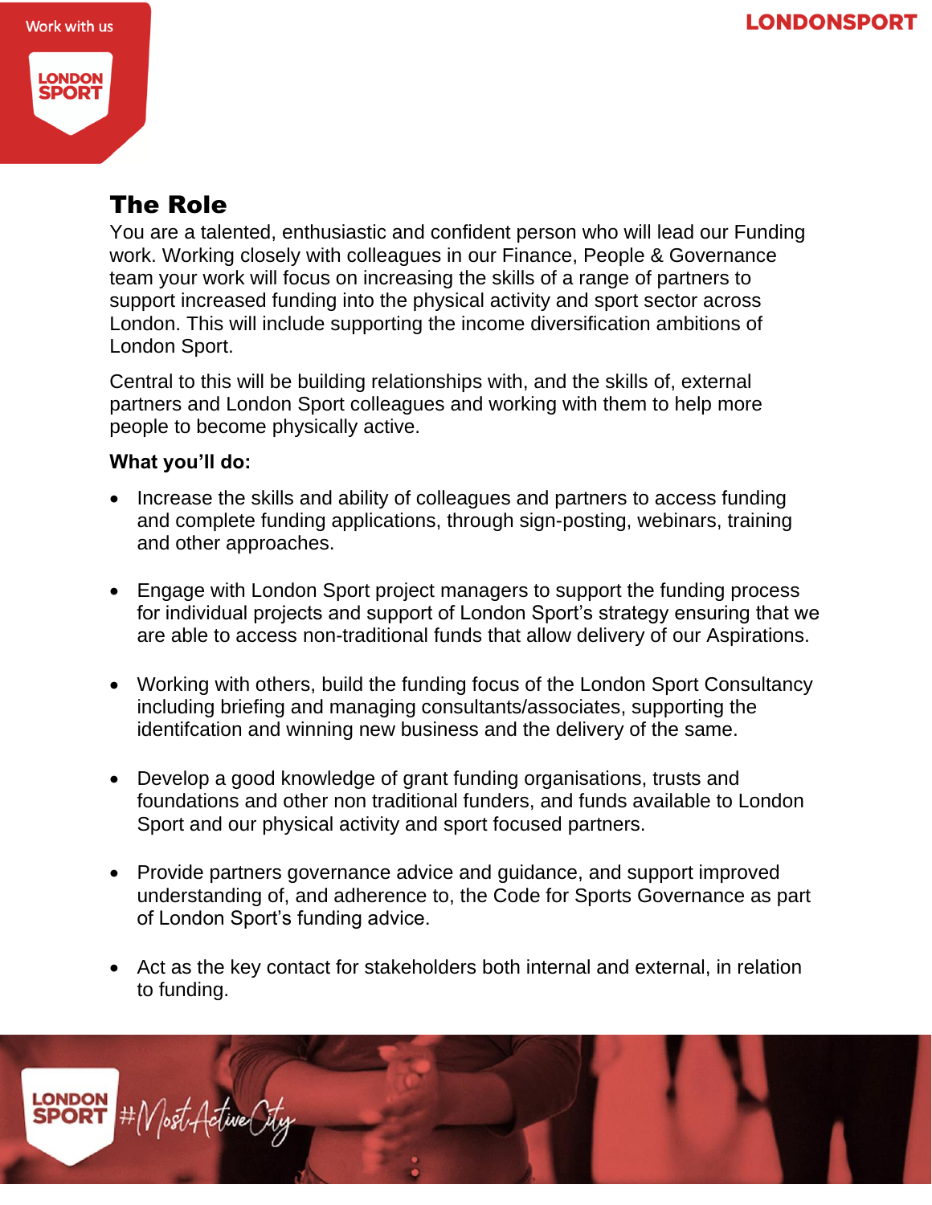## The Role

You are a talented, enthusiastic and confident person who will lead our Funding work. Working closely with colleagues in our Finance, People & Governance team your work will focus on increasing the skills of a range of partners to support increased funding into the physical activity and sport sector across London. This will include supporting the income diversification ambitions of London Sport.

Central to this will be building relationships with, and the skills of, external partners and London Sport colleagues and working with them to help more people to become physically active.

**What you'll do:**

- Increase the skills and ability of colleagues and partners to access funding and complete funding applications, through sign-posting, webinars, training and other approaches.
- Engage with London Sport project managers to support the funding process for individual projects and support of London Sport's strategy ensuring that we are able to access non-traditional funds that allow delivery of our Aspirations.
- Working with others, build the funding focus of the London Sport Consultancy including briefing and managing consultants/associates, supporting the identifcation and winning new business and the delivery of the same.
- Develop a good knowledge of grant funding organisations, trusts and foundations and other non traditional funders, and funds available to London Sport and our physical activity and sport focused partners.
- Provide partners governance advice and guidance, and support improved understanding of, and adherence to, the Code for Sports Governance as part of London Sport's funding advice.
- Act as the key contact for stakeholders both internal and external, in relation to funding.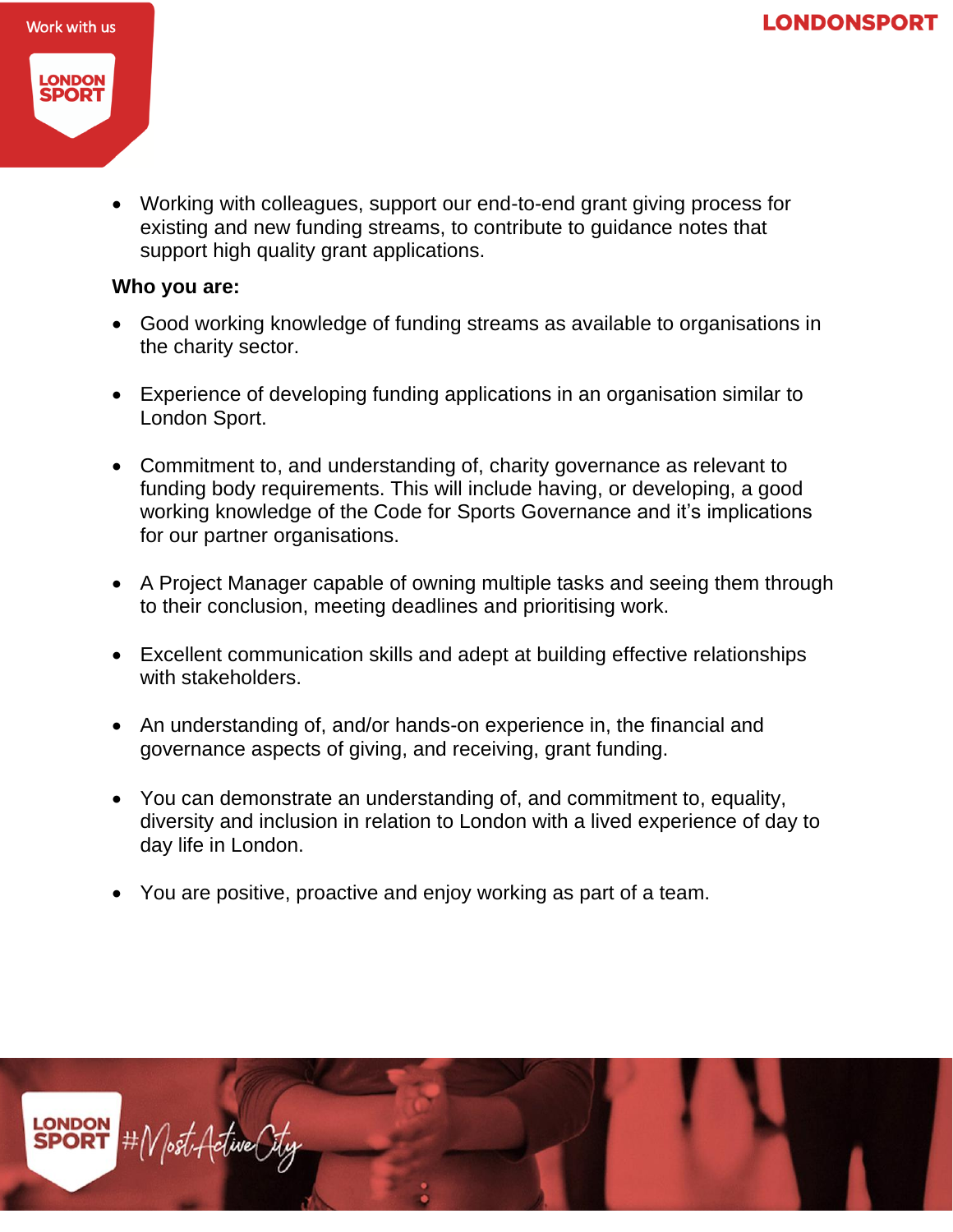- Working with colleagues, support our end-to-end grant giving process for existing and new funding streams, to contribute to guidance notes that support high quality grant applications.

**Who you are:**

- Good working knowledge of funding streams as available to organisations in the charity sector.

- Experience of developing funding applications in an organisation similar to London Sport.

- Commitment to, and understanding of, charity governance as relevant to funding body requirements. This will include having, or developing, a good working knowledge of the Code for Sports Governance and it's implications for our partner organisations.

- A Project Manager capable of owning multiple tasks and seeing them through to their conclusion, meeting deadlines and prioritising work.

- Excellent communication skills and adept at building effective relationships with stakeholders.

- An understanding of, and/or hands-on experience in, the financial and governance aspects of giving, and receiving, grant funding.

- You can demonstrate an understanding of, and commitment to, equality, diversity and inclusion in relation to London with a lived experience of day to day life in London.

- You are positive, proactive and enjoy working as part of a team.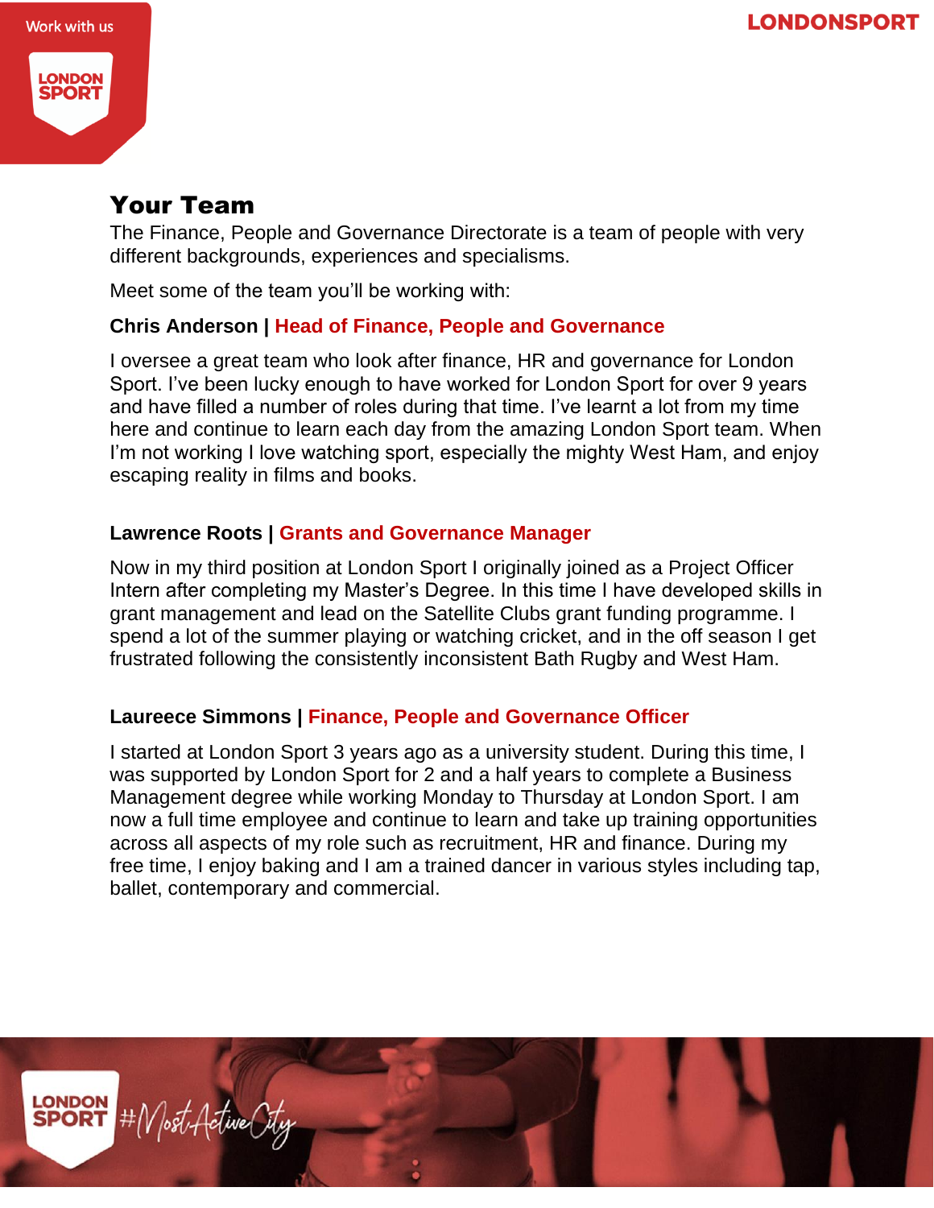## Your Team

The Finance, People and Governance Directorate is a team of people with very different backgrounds, experiences and specialisms.

Meet some of the team you'll be working with:

**Chris Anderson | Head of Finance, People and Governance**

I oversee a great team who look after finance, HR and governance for London Sport. I've been lucky enough to have worked for London Sport for over 9 years and have filled a number of roles during that time. I've learnt a lot from my time here and continue to learn each day from the amazing London Sport team. When I'm not working I love watching sport, especially the mighty West Ham, and enjoy escaping reality in films and books.

**Lawrence Roots | Grants and Governance Manager**

Now in my third position at London Sport I originally joined as a Project Officer Intern after completing my Master's Degree. In this time I have developed skills in grant management and lead on the Satellite Clubs grant funding programme. I spend a lot of the summer playing or watching cricket, and in the off season I get frustrated following the consistently inconsistent Bath Rugby and West Ham.

**Laureece Simmons | Finance, People and Governance Officer**

I started at London Sport 3 years ago as a university student. During this time, I was supported by London Sport for 2 and a half years to complete a Business Management degree while working Monday to Thursday at London Sport. I am now a full time employee and continue to learn and take up training opportunities across all aspects of my role such as recruitment, HR and finance. During my free time, I enjoy baking and I am a trained dancer in various styles including tap, ballet, contemporary and commercial.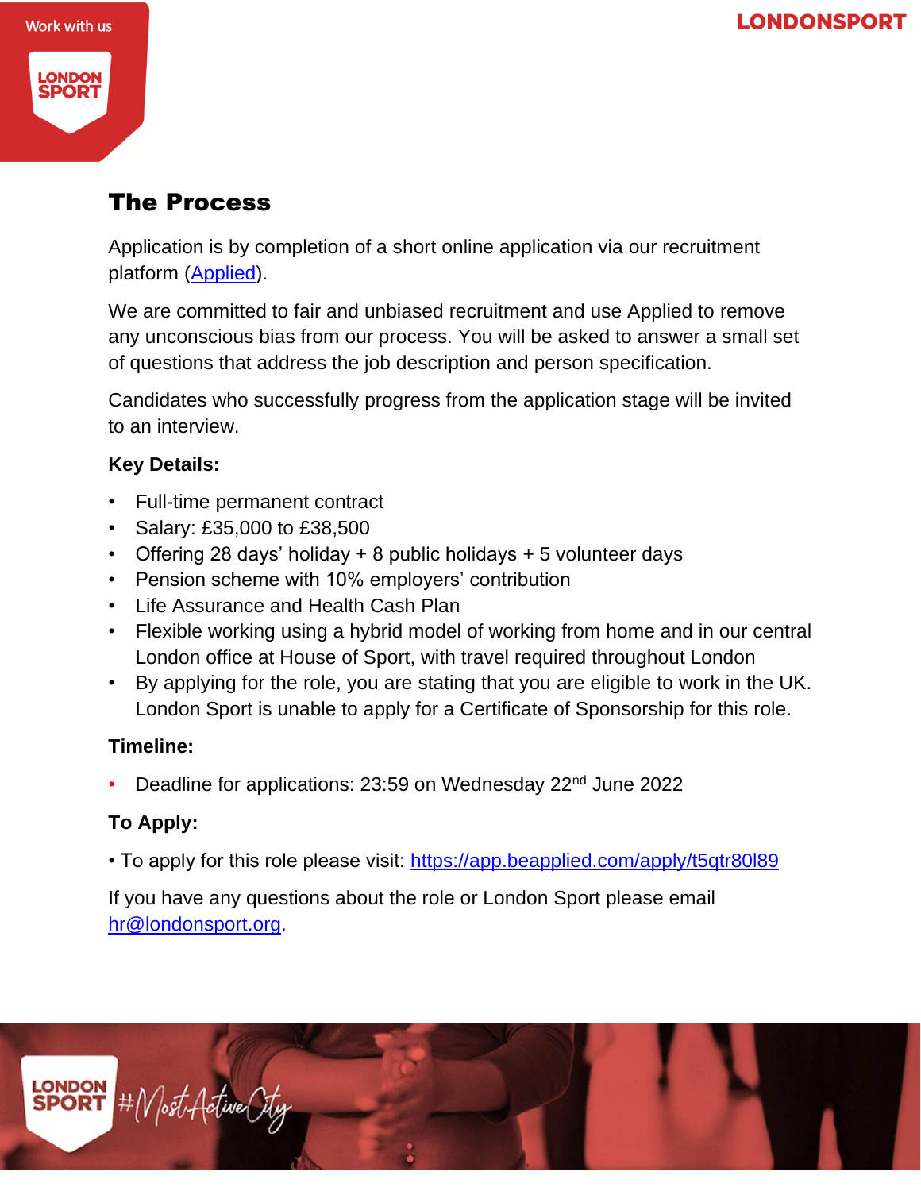## The Process

Application is by completion of a short online application via our recruitment platform ([Applied](https://www.beapplied.com)).

We are committed to fair and unbiased recruitment and use Applied to remove any unconscious bias from our process. You will be asked to answer a small set of questions that address the job description and person specification.

Candidates who successfully progress from the application stage will be invited to an interview.

**Key Details:**

- Full-time permanent contract
- Salary: £35,000 to £38,500
- Offering 28 days' holiday + 8 public holidays + 5 volunteer days
- Pension scheme with 10% employers' contribution
- Life Assurance and Health Cash Plan
- Flexible working using a hybrid model of working from home and in our central London office at House of Sport, with travel required throughout London
- By applying for the role, you are stating that you are eligible to work in the UK. London Sport is unable to apply for a Certificate of Sponsorship for this role.

**Timeline:**

- Deadline for applications: 23:59 on Wednesday 22nd June 2022

**To Apply:**

• To apply for this role please visit: https://app.beapplied.com/apply/t5qtr80l89

If you have any questions about the role or London Sport please email hr@londonsport.org.